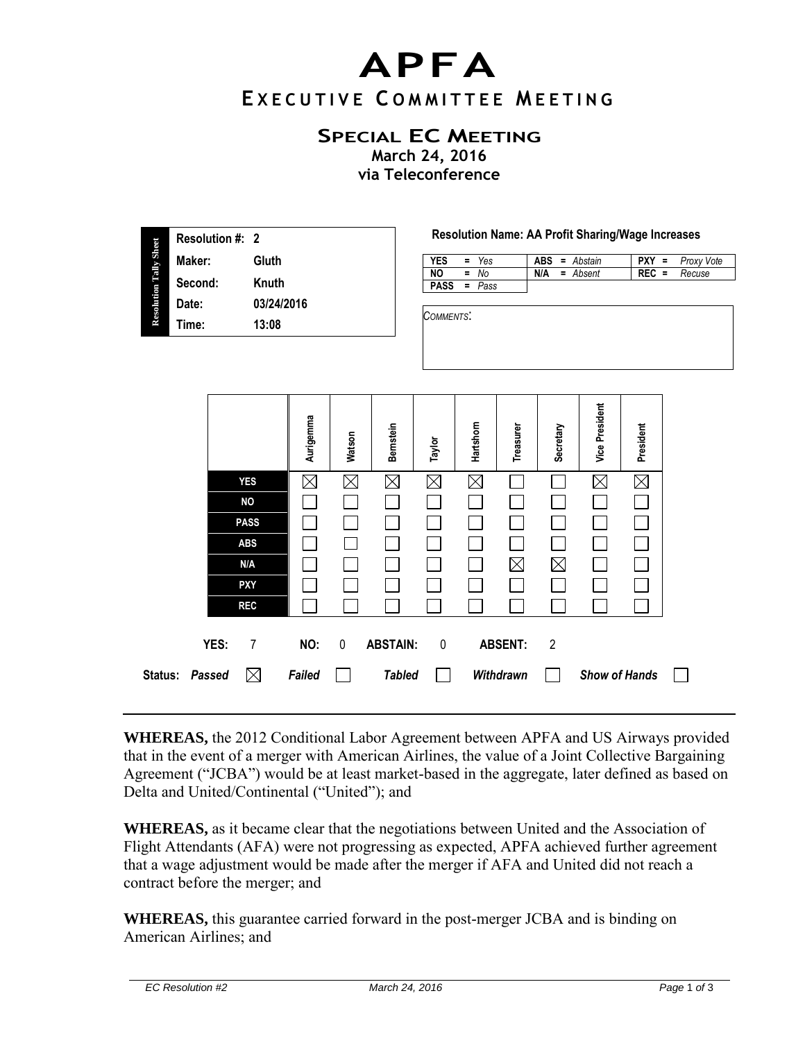# APFA

## Executive Committee Meeting

### Special EC Meeting

**March 24, 2016**
**via Teleconference**

| Resolution Tally Sheet | |
|---|---|
| **Resolution #:** | **2** |
| **Maker:** | **Gluth** |
| **Second:** | **Knuth** |
| **Date:** | **03/24/2016** |
| **Time:** | **13:08** |

**Resolution Name: AA Profit Sharing/Wage Increases**

| | | |
|---|---|---|
| **YES** = *Yes* | **ABS** = *Abstain* | **PXY** = *Proxy Vote* |
| **NO** = *No* | **N/A** = *Absent* | **REC** = *Recuse* |
| **PASS** = *Pass* | | |

*COMMENTS*:

| | Aurigemma | Watson | Bernstein | Taylor | Hartshorn | Treasurer | Secretary | Vice President | President |
|---|---|---|---|---|---|---|---|---|---|
| **YES** | ☒ | ☒ | ☒ | ☒ | ☒ | ☐ | ☐ | ☒ | ☒ |
| **NO** | ☐ | ☐ | ☐ | ☐ | ☐ | ☐ | ☐ | ☐ | ☐ |
| **PASS** | ☐ | ☐ | ☐ | ☐ | ☐ | ☐ | ☐ | ☐ | ☐ |
| **ABS** | ☐ | ☐ | ☐ | ☐ | ☐ | ☐ | ☐ | ☐ | ☐ |
| **N/A** | ☐ | ☐ | ☐ | ☐ | ☐ | ☒ | ☒ | ☐ | ☐ |
| **PXY** | ☐ | ☐ | ☐ | ☐ | ☐ | ☐ | ☐ | ☐ | ☐ |
| **REC** | ☐ | ☐ | ☐ | ☐ | ☐ | ☐ | ☐ | ☐ | ☐ |

**YES:** 7 **NO:** 0 **ABSTAIN:** 0 **ABSENT:** 2

**Status:** ***Passed*** ☒ ***Failed*** ☐ ***Tabled*** ☐ ***Withdrawn*** ☐ ***Show of Hands*** ☐

---

**WHEREAS,** the 2012 Conditional Labor Agreement between APFA and US Airways provided that in the event of a merger with American Airlines, the value of a Joint Collective Bargaining Agreement ("JCBA") would be at least market-based in the aggregate, later defined as based on Delta and United/Continental ("United"); and

**WHEREAS,** as it became clear that the negotiations between United and the Association of Flight Attendants (AFA) were not progressing as expected, APFA achieved further agreement that a wage adjustment would be made after the merger if AFA and United did not reach a contract before the merger; and

**WHEREAS,** this guarantee carried forward in the post-merger JCBA and is binding on American Airlines; and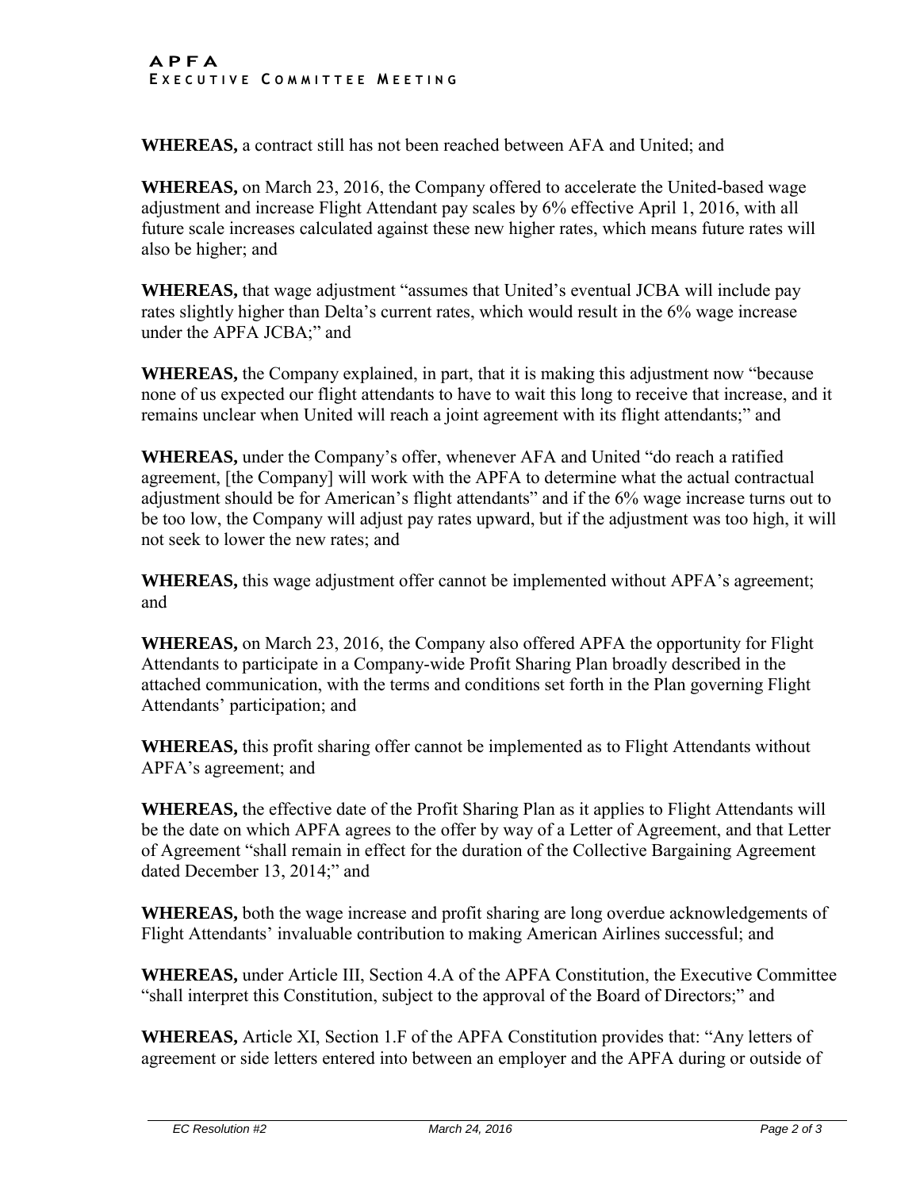**WHEREAS,** a contract still has not been reached between AFA and United; and

**WHEREAS,** on March 23, 2016, the Company offered to accelerate the United-based wage adjustment and increase Flight Attendant pay scales by 6% effective April 1, 2016, with all future scale increases calculated against these new higher rates, which means future rates will also be higher; and

**WHEREAS,** that wage adjustment "assumes that United's eventual JCBA will include pay rates slightly higher than Delta's current rates, which would result in the 6% wage increase under the APFA JCBA;" and

**WHEREAS,** the Company explained, in part, that it is making this adjustment now "because none of us expected our flight attendants to have to wait this long to receive that increase, and it remains unclear when United will reach a joint agreement with its flight attendants;" and

**WHEREAS,** under the Company's offer, whenever AFA and United "do reach a ratified agreement, [the Company] will work with the APFA to determine what the actual contractual adjustment should be for American's flight attendants" and if the 6% wage increase turns out to be too low, the Company will adjust pay rates upward, but if the adjustment was too high, it will not seek to lower the new rates; and

**WHEREAS,** this wage adjustment offer cannot be implemented without APFA's agreement; and

**WHEREAS,** on March 23, 2016, the Company also offered APFA the opportunity for Flight Attendants to participate in a Company-wide Profit Sharing Plan broadly described in the attached communication, with the terms and conditions set forth in the Plan governing Flight Attendants' participation; and

**WHEREAS,** this profit sharing offer cannot be implemented as to Flight Attendants without APFA's agreement; and

**WHEREAS,** the effective date of the Profit Sharing Plan as it applies to Flight Attendants will be the date on which APFA agrees to the offer by way of a Letter of Agreement, and that Letter of Agreement "shall remain in effect for the duration of the Collective Bargaining Agreement dated December 13, 2014;" and

**WHEREAS,** both the wage increase and profit sharing are long overdue acknowledgements of Flight Attendants' invaluable contribution to making American Airlines successful; and

**WHEREAS,** under Article III, Section 4.A of the APFA Constitution, the Executive Committee "shall interpret this Constitution, subject to the approval of the Board of Directors;" and

**WHEREAS,** Article XI, Section 1.F of the APFA Constitution provides that: "Any letters of agreement or side letters entered into between an employer and the APFA during or outside of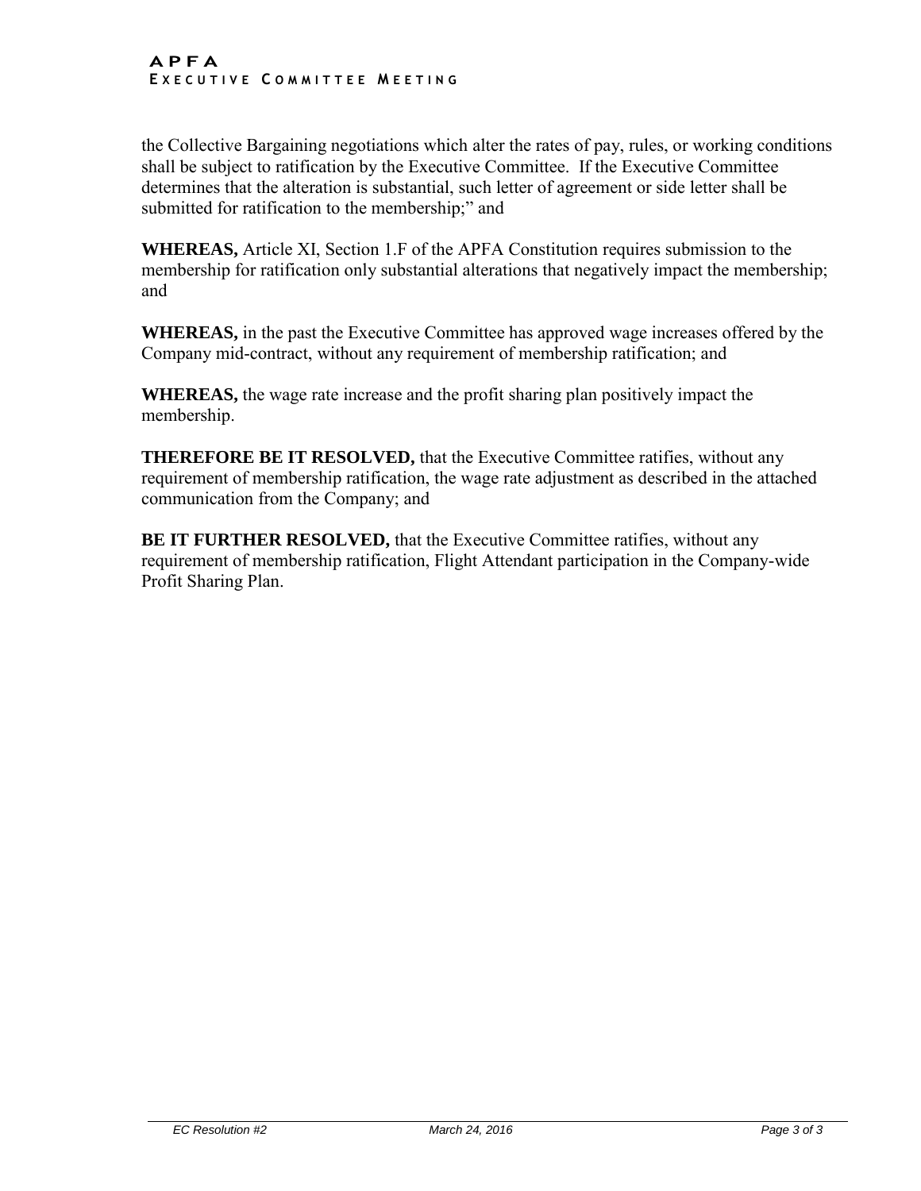the Collective Bargaining negotiations which alter the rates of pay, rules, or working conditions shall be subject to ratification by the Executive Committee. If the Executive Committee determines that the alteration is substantial, such letter of agreement or side letter shall be submitted for ratification to the membership;" and

**WHEREAS,** Article XI, Section 1.F of the APFA Constitution requires submission to the membership for ratification only substantial alterations that negatively impact the membership; and

**WHEREAS,** in the past the Executive Committee has approved wage increases offered by the Company mid-contract, without any requirement of membership ratification; and

**WHEREAS,** the wage rate increase and the profit sharing plan positively impact the membership.

**THEREFORE BE IT RESOLVED,** that the Executive Committee ratifies, without any requirement of membership ratification, the wage rate adjustment as described in the attached communication from the Company; and

**BE IT FURTHER RESOLVED,** that the Executive Committee ratifies, without any requirement of membership ratification, Flight Attendant participation in the Company-wide Profit Sharing Plan.